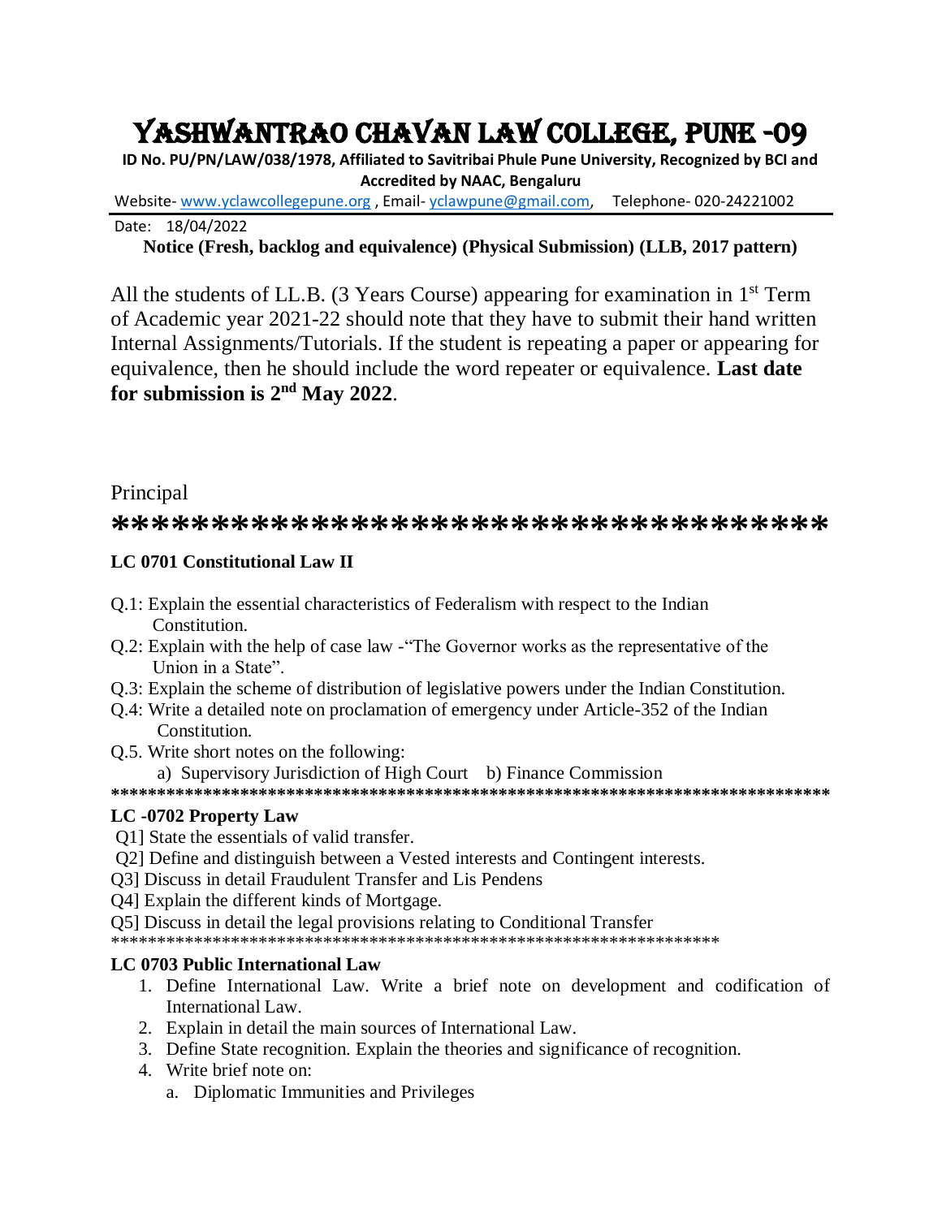# YASHWANTRAO CHAVAN LAW COLLEGE, PUNE -09

**ID No. PU/PN/LAW/038/1978, Affiliated to Savitribai Phule Pune University, Recognized by BCI and Accredited by NAAC, Bengaluru**

Website- www.yclawcollegepune.org , Email- yclawpune@gmail.com, Telephone- 020-24221002

Date: 18/04/2022

**Notice (Fresh, backlog and equivalence) (Physical Submission) (LLB, 2017 pattern)**

All the students of LL.B. (3 Years Course) appearing for examination in 1st Term of Academic year 2021-22 should note that they have to submit their hand written Internal Assignments/Tutorials. If the student is repeating a paper or appearing for equivalence, then he should include the word repeater or equivalence. **Last date for submission is 2nd May 2022**.

Principal

************************************

**LC 0701 Constitutional Law II**

- Q.1: Explain the essential characteristics of Federalism with respect to the Indian Constitution.
- Q.2: Explain with the help of case law -"The Governor works as the representative of the Union in a State".
- Q.3: Explain the scheme of distribution of legislative powers under the Indian Constitution.
- Q.4: Write a detailed note on proclamation of emergency under Article-352 of the Indian Constitution.
- Q.5. Write short notes on the following:
  - a) Supervisory Jurisdiction of High Court b) Finance Commission

********************************************************************************

**LC -0702 Property Law**

Q1] State the essentials of valid transfer.

Q2] Define and distinguish between a Vested interests and Contingent interests.

Q3] Discuss in detail Fraudulent Transfer and Lis Pendens

Q4] Explain the different kinds of Mortgage.

Q5] Discuss in detail the legal provisions relating to Conditional Transfer

**********************************************************************

**LC 0703 Public International Law**

1. Define International Law. Write a brief note on development and codification of International Law.
2. Explain in detail the main sources of International Law.
3. Define State recognition. Explain the theories and significance of recognition.
4. Write brief note on:
   a. Diplomatic Immunities and Privileges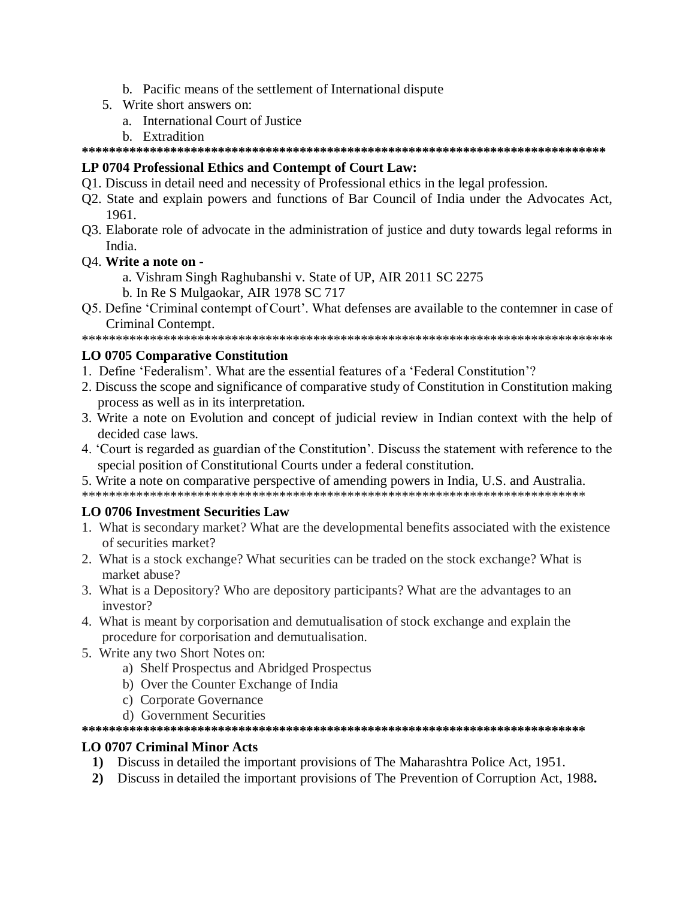b. Pacific means of the settlement of International dispute

5. Write short answers on:
   a. International Court of Justice
   b. Extradition

**********************************************************************************

**LP 0704 Professional Ethics and Contempt of Court Law:**

Q1. Discuss in detail need and necessity of Professional ethics in the legal profession.

Q2. State and explain powers and functions of Bar Council of India under the Advocates Act, 1961.

Q3. Elaborate role of advocate in the administration of justice and duty towards legal reforms in India.

Q4. **Write a note on** -

   a. Vishram Singh Raghubanshi v. State of UP, AIR 2011 SC 2275
   b. In Re S Mulgaokar, AIR 1978 SC 717

Q5. Define 'Criminal contempt of Court'. What defenses are available to the contemner in case of Criminal Contempt.

**********************************************************************************

**LO 0705 Comparative Constitution**

1. Define 'Federalism'. What are the essential features of a 'Federal Constitution'?
2. Discuss the scope and significance of comparative study of Constitution in Constitution making process as well as in its interpretation.
3. Write a note on Evolution and concept of judicial review in Indian context with the help of decided case laws.
4. 'Court is regarded as guardian of the Constitution'. Discuss the statement with reference to the special position of Constitutional Courts under a federal constitution.
5. Write a note on comparative perspective of amending powers in India, U.S. and Australia.

******************************************************************************

**LO 0706 Investment Securities Law**

1. What is secondary market? What are the developmental benefits associated with the existence of securities market?
2. What is a stock exchange? What securities can be traded on the stock exchange? What is market abuse?
3. What is a Depository? Who are depository participants? What are the advantages to an investor?
4. What is meant by corporisation and demutualisation of stock exchange and explain the procedure for corporisation and demutualisation.
5. Write any two Short Notes on:
   a) Shelf Prospectus and Abridged Prospectus
   b) Over the Counter Exchange of India
   c) Corporate Governance
   d) Government Securities

******************************************************************************

**LO 0707 Criminal Minor Acts**

1) Discuss in detailed the important provisions of The Maharashtra Police Act, 1951.
2) Discuss in detailed the important provisions of The Prevention of Corruption Act, 1988.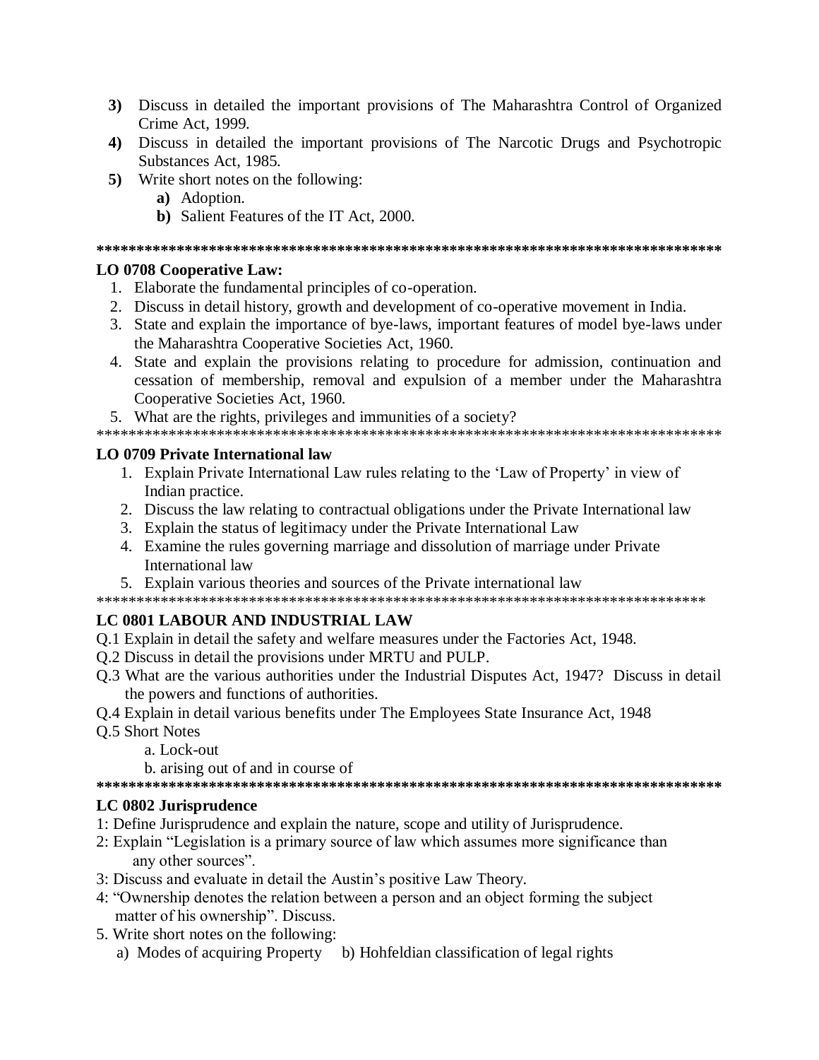3) Discuss in detailed the important provisions of The Maharashtra Control of Organized Crime Act, 1999.
4) Discuss in detailed the important provisions of The Narcotic Drugs and Psychotropic Substances Act, 1985.
5) Write short notes on the following:
   a) Adoption.
   b) Salient Features of the IT Act, 2000.

**********************************************************************************

**LO 0708 Cooperative Law:**

1. Elaborate the fundamental principles of co-operation.
2. Discuss in detail history, growth and development of co-operative movement in India.
3. State and explain the importance of bye-laws, important features of model bye-laws under the Maharashtra Cooperative Societies Act, 1960.
4. State and explain the provisions relating to procedure for admission, continuation and cessation of membership, removal and expulsion of a member under the Maharashtra Cooperative Societies Act, 1960.
5. What are the rights, privileges and immunities of a society?

**********************************************************************************

**LO 0709 Private International law**

1. Explain Private International Law rules relating to the 'Law of Property' in view of Indian practice.
2. Discuss the law relating to contractual obligations under the Private International law
3. Explain the status of legitimacy under the Private International Law
4. Examine the rules governing marriage and dissolution of marriage under Private International law
5. Explain various theories and sources of the Private international law

*******************************************************************************

**LC 0801 LABOUR AND INDUSTRIAL LAW**

Q.1 Explain in detail the safety and welfare measures under the Factories Act, 1948.
Q.2 Discuss in detail the provisions under MRTU and PULP.
Q.3 What are the various authorities under the Industrial Disputes Act, 1947? Discuss in detail the powers and functions of authorities.
Q.4 Explain in detail various benefits under The Employees State Insurance Act, 1948
Q.5 Short Notes
   a. Lock-out
   b. arising out of and in course of

**********************************************************************************

**LC 0802 Jurisprudence**

1: Define Jurisprudence and explain the nature, scope and utility of Jurisprudence.
2: Explain "Legislation is a primary source of law which assumes more significance than any other sources".
3: Discuss and evaluate in detail the Austin's positive Law Theory.
4: "Ownership denotes the relation between a person and an object forming the subject matter of his ownership". Discuss.
5. Write short notes on the following:
   a) Modes of acquiring Property    b) Hohfeldian classification of legal rights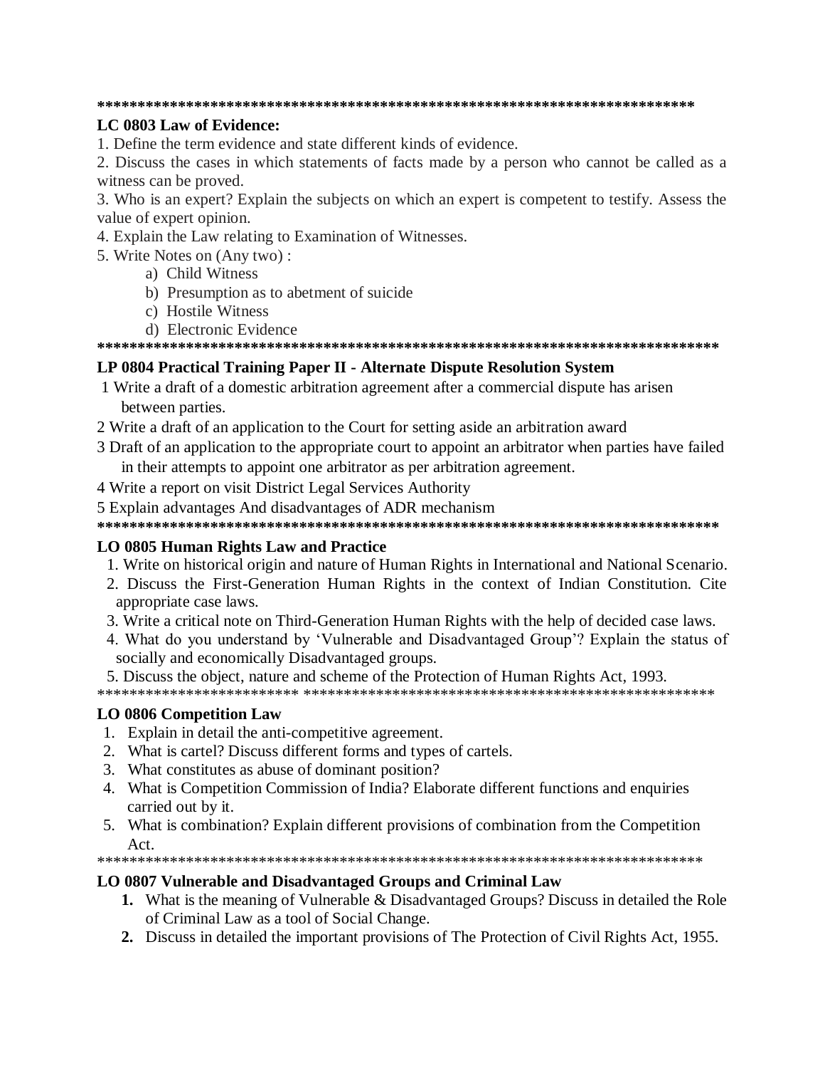*****************************************************************************

**LC 0803 Law of Evidence:**

1. Define the term evidence and state different kinds of evidence.
2. Discuss the cases in which statements of facts made by a person who cannot be called as a witness can be proved.
3. Who is an expert? Explain the subjects on which an expert is competent to testify. Assess the value of expert opinion.
4. Explain the Law relating to Examination of Witnesses.
5. Write Notes on (Any two) :
   a) Child Witness
   b) Presumption as to abetment of suicide
   c) Hostile Witness
   d) Electronic Evidence

*****************************************************************************

**LP 0804 Practical Training Paper II - Alternate Dispute Resolution System**

1 Write a draft of a domestic arbitration agreement after a commercial dispute has arisen between parties.

2 Write a draft of an application to the Court for setting aside an arbitration award

3 Draft of an application to the appropriate court to appoint an arbitrator when parties have failed in their attempts to appoint one arbitrator as per arbitration agreement.

4 Write a report on visit District Legal Services Authority

5 Explain advantages And disadvantages of ADR mechanism

*****************************************************************************

**LO 0805 Human Rights Law and Practice**

1. Write on historical origin and nature of Human Rights in International and National Scenario.
2. Discuss the First-Generation Human Rights in the context of Indian Constitution. Cite appropriate case laws.
3. Write a critical note on Third-Generation Human Rights with the help of decided case laws.
4. What do you understand by 'Vulnerable and Disadvantaged Group'? Explain the status of socially and economically Disadvantaged groups.
5. Discuss the object, nature and scheme of the Protection of Human Rights Act, 1993.

************************* *****************************************************

**LO 0806 Competition Law**

1. Explain in detail the anti-competitive agreement.
2. What is cartel? Discuss different forms and types of cartels.
3. What constitutes as abuse of dominant position?
4. What is Competition Commission of India? Elaborate different functions and enquiries carried out by it.
5. What is combination? Explain different provisions of combination from the Competition Act.

*****************************************************************************

**LO 0807 Vulnerable and Disadvantaged Groups and Criminal Law**

1. What is the meaning of Vulnerable & Disadvantaged Groups? Discuss in detailed the Role of Criminal Law as a tool of Social Change.
2. Discuss in detailed the important provisions of The Protection of Civil Rights Act, 1955.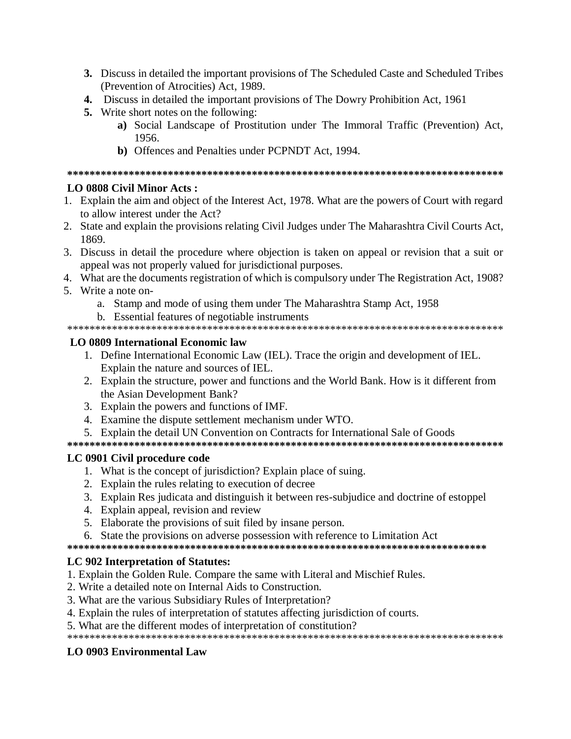3. Discuss in detailed the important provisions of The Scheduled Caste and Scheduled Tribes (Prevention of Atrocities) Act, 1989.
4. Discuss in detailed the important provisions of The Dowry Prohibition Act, 1961
5. Write short notes on the following:
   - **a)** Social Landscape of Prostitution under The Immoral Traffic (Prevention) Act, 1956.
   - **b)** Offences and Penalties under PCPNDT Act, 1994.

*********************************************************************************

**LO 0808 Civil Minor Acts :**

1. Explain the aim and object of the Interest Act, 1978. What are the powers of Court with regard to allow interest under the Act?
2. State and explain the provisions relating Civil Judges under The Maharashtra Civil Courts Act, 1869.
3. Discuss in detail the procedure where objection is taken on appeal or revision that a suit or appeal was not properly valued for jurisdictional purposes.
4. What are the documents registration of which is compulsory under The Registration Act, 1908?
5. Write a note on-
   a. Stamp and mode of using them under The Maharashtra Stamp Act, 1958
   b. Essential features of negotiable instruments

*********************************************************************************

**LO 0809 International Economic law**

1. Define International Economic Law (IEL). Trace the origin and development of IEL. Explain the nature and sources of IEL.
2. Explain the structure, power and functions and the World Bank. How is it different from the Asian Development Bank?
3. Explain the powers and functions of IMF.
4. Examine the dispute settlement mechanism under WTO.
5. Explain the detail UN Convention on Contracts for International Sale of Goods

*********************************************************************************

**LC 0901 Civil procedure code**

1. What is the concept of jurisdiction? Explain place of suing.
2. Explain the rules relating to execution of decree
3. Explain Res judicata and distinguish it between res-subjudice and doctrine of estoppel
4. Explain appeal, revision and review
5. Elaborate the provisions of suit filed by insane person.
6. State the provisions on adverse possession with reference to Limitation Act

*********************************************************************************

**LC 902 Interpretation of Statutes:**

1. Explain the Golden Rule. Compare the same with Literal and Mischief Rules.
2. Write a detailed note on Internal Aids to Construction.
3. What are the various Subsidiary Rules of Interpretation?
4. Explain the rules of interpretation of statutes affecting jurisdiction of courts.
5. What are the different modes of interpretation of constitution?

*********************************************************************************

**LO 0903 Environmental Law**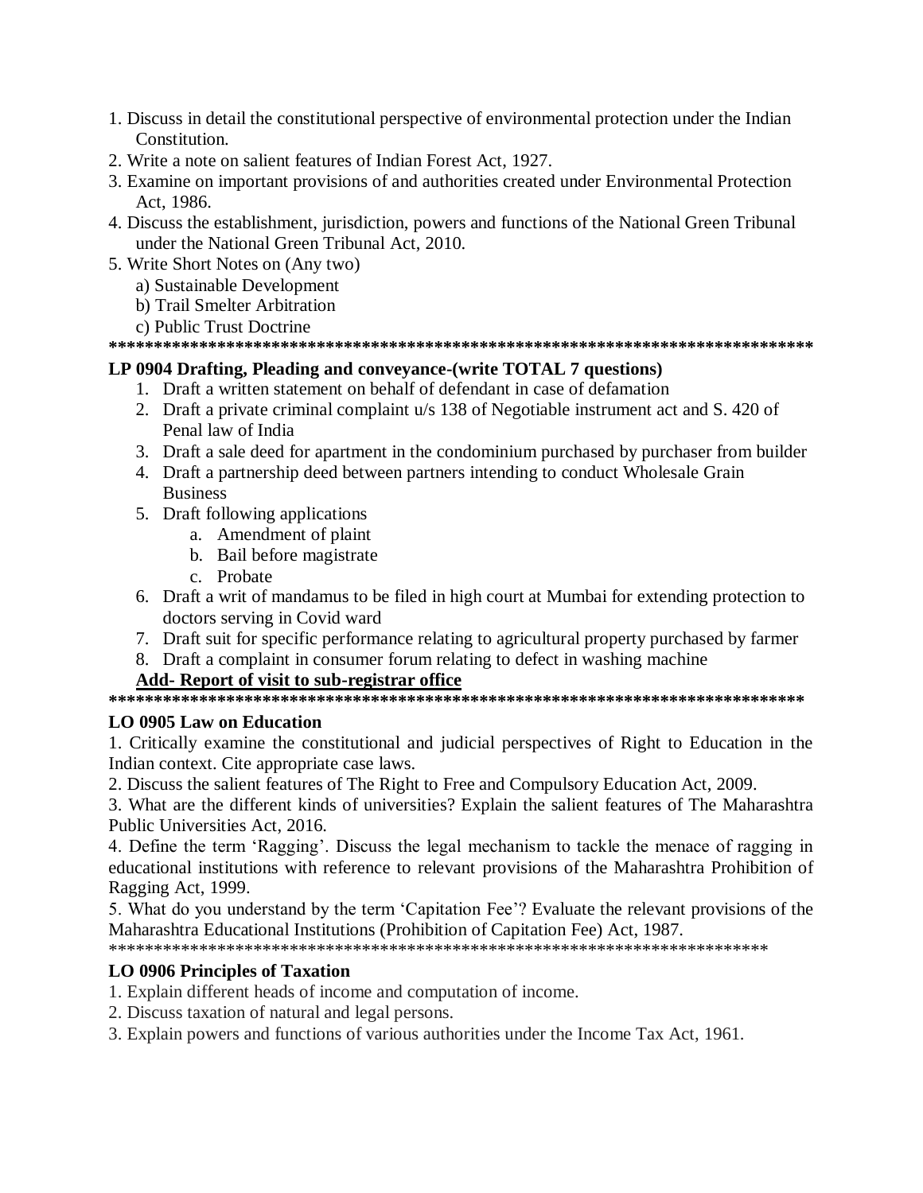1. Discuss in detail the constitutional perspective of environmental protection under the Indian Constitution.
2. Write a note on salient features of Indian Forest Act, 1927.
3. Examine on important provisions of and authorities created under Environmental Protection Act, 1986.
4. Discuss the establishment, jurisdiction, powers and functions of the National Green Tribunal under the National Green Tribunal Act, 2010.
5. Write Short Notes on (Any two)
   a) Sustainable Development
   b) Trail Smelter Arbitration
   c) Public Trust Doctrine

**********************************************************************************

**LP 0904 Drafting, Pleading and conveyance-(write TOTAL 7 questions)**

1. Draft a written statement on behalf of defendant in case of defamation
2. Draft a private criminal complaint u/s 138 of Negotiable instrument act and S. 420 of Penal law of India
3. Draft a sale deed for apartment in the condominium purchased by purchaser from builder
4. Draft a partnership deed between partners intending to conduct Wholesale Grain Business
5. Draft following applications
   a. Amendment of plaint
   b. Bail before magistrate
   c. Probate
6. Draft a writ of mandamus to be filed in high court at Mumbai for extending protection to doctors serving in Covid ward
7. Draft suit for specific performance relating to agricultural property purchased by farmer
8. Draft a complaint in consumer forum relating to defect in washing machine

**<u>Add- Report of visit to sub-registrar office</u>**

**********************************************************************************

**LO 0905 Law on Education**

1. Critically examine the constitutional and judicial perspectives of Right to Education in the Indian context. Cite appropriate case laws.
2. Discuss the salient features of The Right to Free and Compulsory Education Act, 2009.
3. What are the different kinds of universities? Explain the salient features of The Maharashtra Public Universities Act, 2016.
4. Define the term 'Ragging'. Discuss the legal mechanism to tackle the menace of ragging in educational institutions with reference to relevant provisions of the Maharashtra Prohibition of Ragging Act, 1999.
5. What do you understand by the term 'Capitation Fee'? Evaluate the relevant provisions of the Maharashtra Educational Institutions (Prohibition of Capitation Fee) Act, 1987.

******************************************************************************

**LO 0906 Principles of Taxation**

1. Explain different heads of income and computation of income.
2. Discuss taxation of natural and legal persons.
3. Explain powers and functions of various authorities under the Income Tax Act, 1961.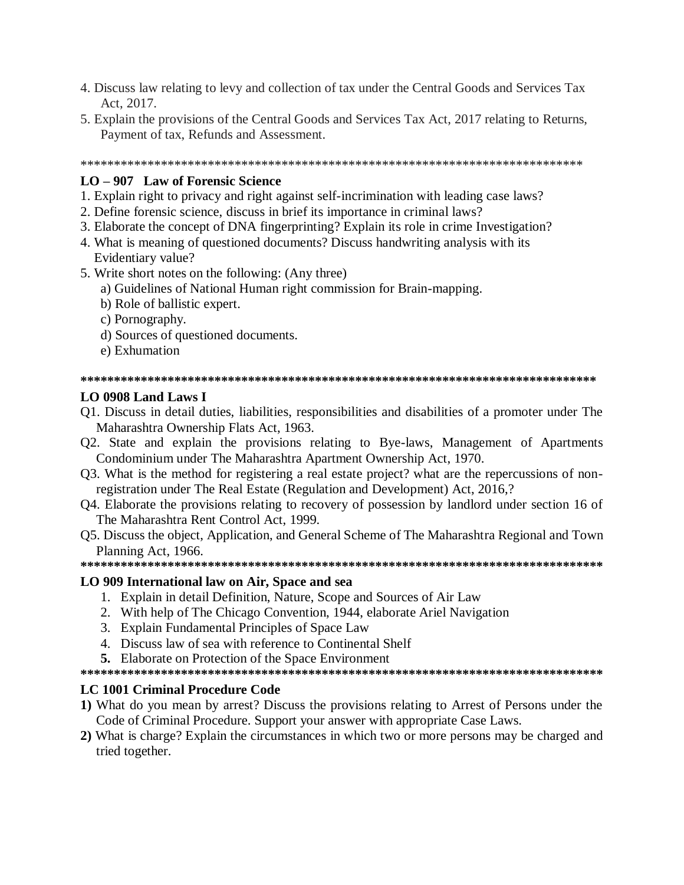4. Discuss law relating to levy and collection of tax under the Central Goods and Services Tax Act, 2017.
5. Explain the provisions of the Central Goods and Services Tax Act, 2017 relating to Returns, Payment of tax, Refunds and Assessment.

*******************************************************************************

**LO – 907 Law of Forensic Science**

1. Explain right to privacy and right against self-incrimination with leading case laws?
2. Define forensic science, discuss in brief its importance in criminal laws?
3. Elaborate the concept of DNA fingerprinting? Explain its role in crime Investigation?
4. What is meaning of questioned documents? Discuss handwriting analysis with its Evidentiary value?
5. Write short notes on the following: (Any three)
   a) Guidelines of National Human right commission for Brain-mapping.
   b) Role of ballistic expert.
   c) Pornography.
   d) Sources of questioned documents.
   e) Exhumation

*******************************************************************************

**LO 0908 Land Laws I**

Q1. Discuss in detail duties, liabilities, responsibilities and disabilities of a promoter under The Maharashtra Ownership Flats Act, 1963.

Q2. State and explain the provisions relating to Bye-laws, Management of Apartments Condominium under The Maharashtra Apartment Ownership Act, 1970.

Q3. What is the method for registering a real estate project? what are the repercussions of non-registration under The Real Estate (Regulation and Development) Act, 2016,?

Q4. Elaborate the provisions relating to recovery of possession by landlord under section 16 of The Maharashtra Rent Control Act, 1999.

Q5. Discuss the object, Application, and General Scheme of The Maharashtra Regional and Town Planning Act, 1966.

*******************************************************************************

**LO 909 International law on Air, Space and sea**

1. Explain in detail Definition, Nature, Scope and Sources of Air Law
2. With help of The Chicago Convention, 1944, elaborate Ariel Navigation
3. Explain Fundamental Principles of Space Law
4. Discuss law of sea with reference to Continental Shelf
5. Elaborate on Protection of the Space Environment

*******************************************************************************

**LC 1001 Criminal Procedure Code**

**1)** What do you mean by arrest? Discuss the provisions relating to Arrest of Persons under the Code of Criminal Procedure. Support your answer with appropriate Case Laws.

**2)** What is charge? Explain the circumstances in which two or more persons may be charged and tried together.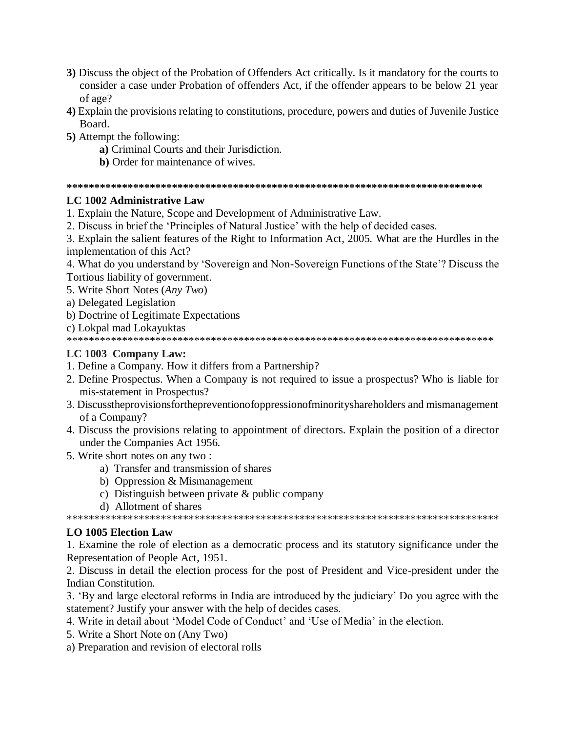**3)** Discuss the object of the Probation of Offenders Act critically. Is it mandatory for the courts to consider a case under Probation of offenders Act, if the offender appears to be below 21 year of age?

**4)** Explain the provisions relating to constitutions, procedure, powers and duties of Juvenile Justice Board.

**5)** Attempt the following:

- **a)** Criminal Courts and their Jurisdiction.
- **b)** Order for maintenance of wives.

**************************************************************************

**LC 1002 Administrative Law**

1. Explain the Nature, Scope and Development of Administrative Law.
2. Discuss in brief the 'Principles of Natural Justice' with the help of decided cases.
3. Explain the salient features of the Right to Information Act, 2005. What are the Hurdles in the implementation of this Act?
4. What do you understand by 'Sovereign and Non-Sovereign Functions of the State'? Discuss the Tortious liability of government.
5. Write Short Notes (*Any Two*)

a) Delegated Legislation

b) Doctrine of Legitimate Expectations

c) Lokpal mad Lokayuktas

******************************************************************************

**LC 1003 Company Law:**

1. Define a Company. How it differs from a Partnership?
2. Define Prospectus. When a Company is not required to issue a prospectus? Who is liable for mis-statement in Prospectus?
3. Discusstheprovisionsforthepreventionofoppressionofminorityshareholders and mismanagement of a Company?
4. Discuss the provisions relating to appointment of directors. Explain the position of a director under the Companies Act 1956.
5. Write short notes on any two :
   - a) Transfer and transmission of shares
   - b) Oppression & Mismanagement
   - c) Distinguish between private & public company
   - d) Allotment of shares

********************************************************************************

**LO 1005 Election Law**

1. Examine the role of election as a democratic process and its statutory significance under the Representation of People Act, 1951.
2. Discuss in detail the election process for the post of President and Vice-president under the Indian Constitution.
3. 'By and large electoral reforms in India are introduced by the judiciary' Do you agree with the statement? Justify your answer with the help of decides cases.
4. Write in detail about 'Model Code of Conduct' and 'Use of Media' in the election.
5. Write a Short Note on (Any Two)

a) Preparation and revision of electoral rolls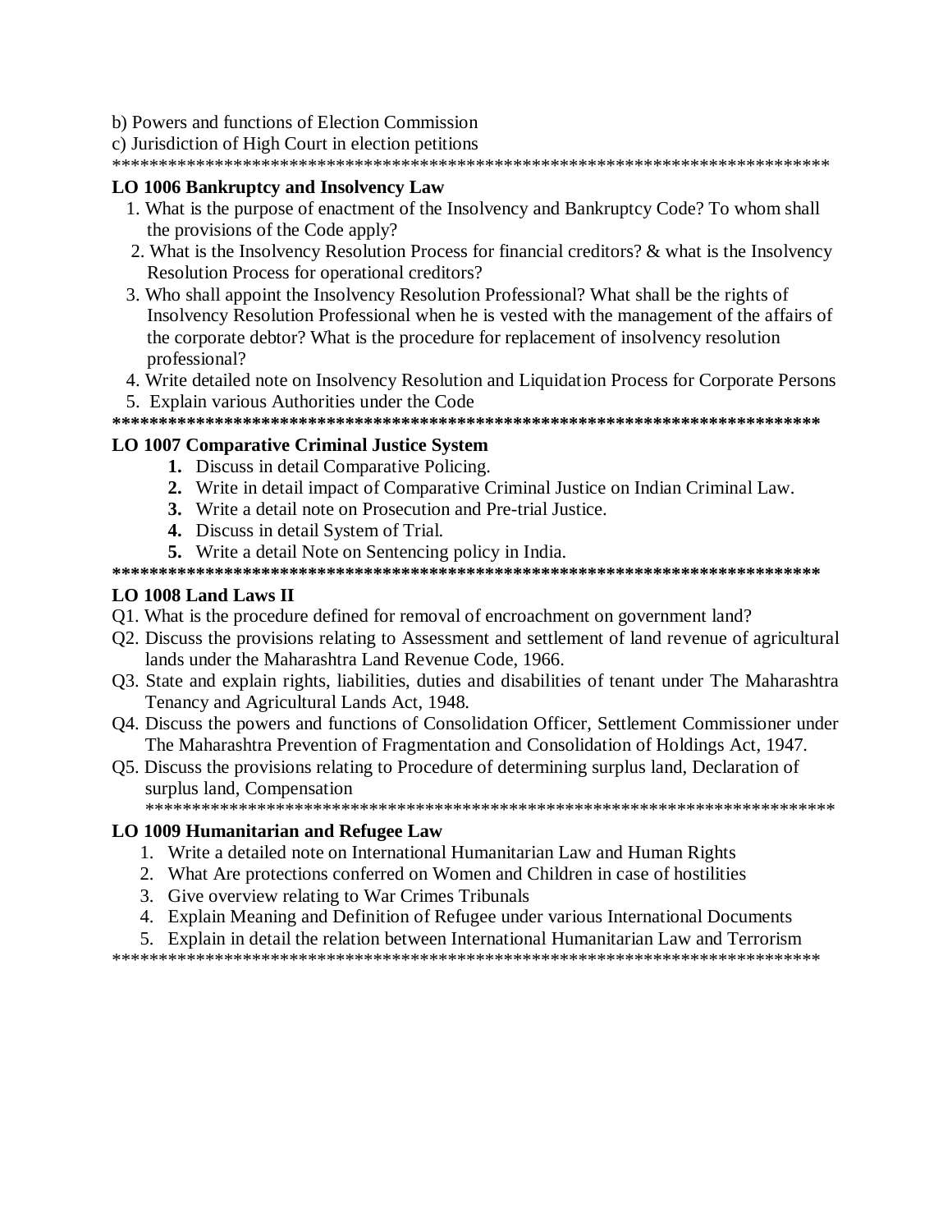b) Powers and functions of Election Commission

c) Jurisdiction of High Court in election petitions

********************************************************************************

**LO 1006 Bankruptcy and Insolvency Law**

1. What is the purpose of enactment of the Insolvency and Bankruptcy Code? To whom shall the provisions of the Code apply?
2. What is the Insolvency Resolution Process for financial creditors? & what is the Insolvency Resolution Process for operational creditors?
3. Who shall appoint the Insolvency Resolution Professional? What shall be the rights of Insolvency Resolution Professional when he is vested with the management of the affairs of the corporate debtor? What is the procedure for replacement of insolvency resolution professional?
4. Write detailed note on Insolvency Resolution and Liquidation Process for Corporate Persons
5. Explain various Authorities under the Code

********************************************************************************

**LO 1007 Comparative Criminal Justice System**

1. Discuss in detail Comparative Policing.
2. Write in detail impact of Comparative Criminal Justice on Indian Criminal Law.
3. Write a detail note on Prosecution and Pre-trial Justice.
4. Discuss in detail System of Trial.
5. Write a detail Note on Sentencing policy in India.

********************************************************************************

**LO 1008 Land Laws II**

Q1. What is the procedure defined for removal of encroachment on government land?

Q2. Discuss the provisions relating to Assessment and settlement of land revenue of agricultural lands under the Maharashtra Land Revenue Code, 1966.

Q3. State and explain rights, liabilities, duties and disabilities of tenant under The Maharashtra Tenancy and Agricultural Lands Act, 1948.

Q4. Discuss the powers and functions of Consolidation Officer, Settlement Commissioner under The Maharashtra Prevention of Fragmentation and Consolidation of Holdings Act, 1947.

Q5. Discuss the provisions relating to Procedure of determining surplus land, Declaration of surplus land, Compensation

********************************************************************************

**LO 1009 Humanitarian and Refugee Law**

1. Write a detailed note on International Humanitarian Law and Human Rights
2. What Are protections conferred on Women and Children in case of hostilities
3. Give overview relating to War Crimes Tribunals
4. Explain Meaning and Definition of Refugee under various International Documents
5. Explain in detail the relation between International Humanitarian Law and Terrorism

********************************************************************************